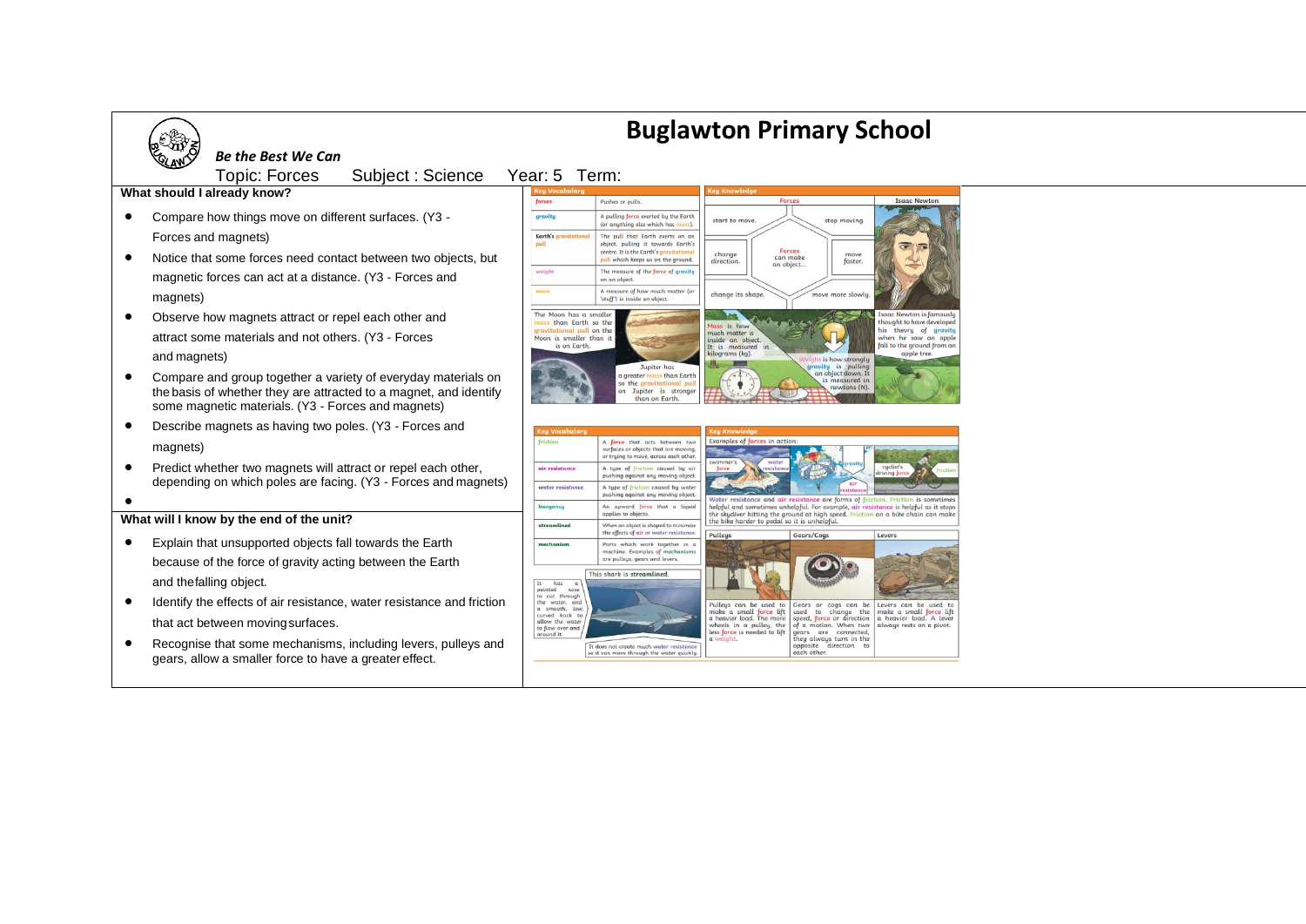# Buglawton Primary School

*Be the Best We Can*

Topic: Forces Subject : Science Year: 5 Term:

### What should I already know?

- Compare how things move on different surfaces. (Y3 - Forces and magnets)
- Notice that some forces need contact between two objects, but magnetic forces can act at a distance. (Y3 - Forces and magnets)
- Observe how magnets attract or repel each other and attract some materials and not others. (Y3 - Forces and magnets)
- Compare and group together a variety of everyday materials on the basis of whether they are attracted to a magnet, and identify some magnetic materials. (Y3 - Forces and magnets)
- Describe magnets as having two poles. (Y3 - Forces and magnets)
- Predict whether two magnets will attract or repel each other, depending on which poles are facing. (Y3 - Forces and magnets)

### What will I know by the end of the unit?

- Explain that unsupported objects fall towards the Earth because of the force of gravity acting between the Earth and the falling object.
- Identify the effects of air resistance, water resistance and friction that act between moving surfaces.
- Recognise that some mechanisms, including levers, pulleys and gears, allow a smaller force to have a greater effect.

### Key Vocabulary

| Word | Meaning |
| --- | --- |
| forces | Pushes or pulls. |
| gravity | A pulling force exerted by the Earth (or anything else which has mass). |
| Earth's gravitational pull | The pull that Earth exerts on an object, pulling it towards Earth's centre. It is the Earth's gravitational pull which keeps us on the ground. |
| weight | The measure of the force of gravity on an object. |
| mass | A measure of how much matter (or 'stuff') is inside an object. |

The Moon has a smaller mass than Earth so the gravitational pull on the Moon is smaller than it is on Earth.

Jupiter has a greater mass than Earth so the gravitational pull on Jupiter is stronger than on Earth.

### Key Knowledge

**Forces**

Forces can make an object...
- start to move.
- stop moving.
- change direction.
- move faster.
- change its shape.
- move more slowly.

**Isaac Newton**

Isaac Newton is famously thought to have developed his theory of gravity when he saw an apple fall to the ground from an apple tree.

Mass is how much matter is inside an object. It is measured in kilograms (kg).

Weight is how strongly gravity is pulling an object down. It is measured in newtons (N).

### Key Vocabulary

| Word | Meaning |
| --- | --- |
| friction | A force that acts between two surfaces or objects that are moving, or trying to move, across each other. |
| air resistance | A type of friction caused by air pushing against any moving object. |
| water resistance | A type of friction caused by water pushing against any moving object. |
| buoyancy | An upward force that a liquid applies to objects. |
| streamlined | When an object is shaped to minimise the effects of air or water resistance. |
| mechanism | Parts which work together in a machine. Examples of mechanisms are pulleys, gears and levers. |

This shark is streamlined.

It has a pointed nose to cut through the water, and a smooth, low, curved back to allow the water to flow over and around it.

It does not create much water resistance so it can move through the water quickly.

### Key Knowledge

Examples of forces in action:

swimmer's force, water resistance, gravity, air resistance, cyclist's driving force, friction

Water resistance and air resistance are forms of friction. Friction is sometimes helpful and sometimes unhelpful. For example, air resistance is helpful as it stops the skydiver hitting the ground at high speed. Friction on a bike chain can make the bike harder to pedal so it is unhelpful.

| Pulleys | Gears/Cogs | Levers |
| --- | --- | --- |
| Pulleys can be used to make a small force lift a heavier load. The more wheels in a pulley, the less force is needed to lift a weight. | Gears or cogs can be used to change the speed, force or direction of a motion. When two gears are connected, they always turn in the opposite direction to each other. | Levers can be used to make a small force lift a heavier load. A lever always rests on a pivot. |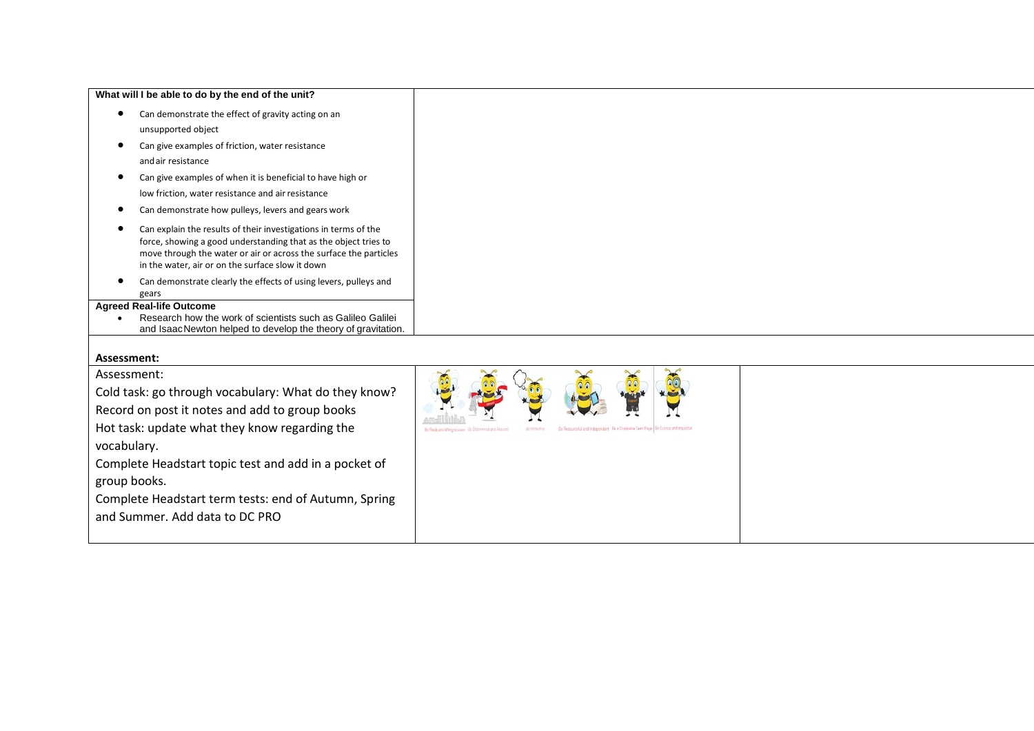| What will I be able to do by the end of the unit? | |
| --- | --- |
| <ul><li>Can demonstrate the effect of gravity acting on an unsupported object</li><li>Can give examples of friction, water resistance and air resistance</li><li>Can give examples of when it is beneficial to have high or low friction, water resistance and air resistance</li><li>Can demonstrate how pulleys, levers and gears work</li><li>Can explain the results of their investigations in terms of the force, showing a good understanding that as the object tries to move through the water or air or across the surface the particles in the water, air or on the surface slow it down</li><li>Can demonstrate clearly the effects of using levers, pulleys and gears</li></ul> | |
| **Agreed Real-life Outcome**<ul><li>Research how the work of scientists such as Galileo Galilei and Isaac Newton helped to develop the theory of gravitation.</li></ul> | |

**Assessment:**

| | | |
| --- | --- | --- |
| Assessment:<br>Cold task: go through vocabulary: What do they know? Record on post it notes and add to group books<br>Hot task: update what they know regarding the vocabulary.<br>Complete Headstart topic test and add in a pocket of group books.<br>Complete Headstart term tests: end of Autumn, Spring and Summer. Add data to DC PRO | | |